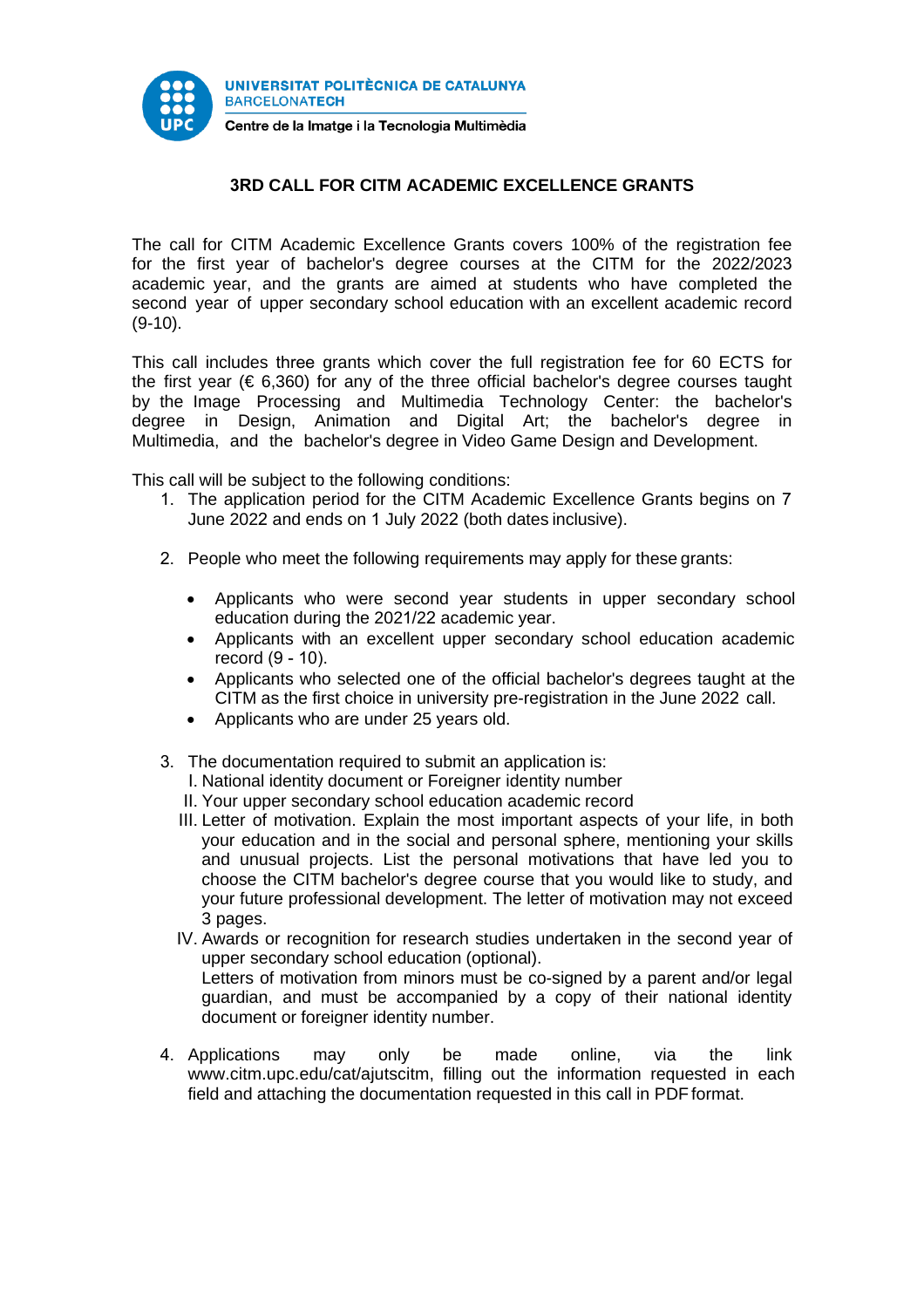UNIVERSITAT POLITÈCNICA DE CATALUNYA
BARCELONATECH
Centre de la Imatge i la Tecnologia Multimèdia

# 3RD CALL FOR CITM ACADEMIC EXCELLENCE GRANTS

The call for CITM Academic Excellence Grants covers 100% of the registration fee for the first year of bachelor's degree courses at the CITM for the 2022/2023 academic year, and the grants are aimed at students who have completed the second year of upper secondary school education with an excellent academic record (9-10).

This call includes three grants which cover the full registration fee for 60 ECTS for the first year (€ 6,360) for any of the three official bachelor's degree courses taught by the Image Processing and Multimedia Technology Center: the bachelor's degree in Design, Animation and Digital Art; the bachelor's degree in Multimedia, and the bachelor's degree in Video Game Design and Development.

This call will be subject to the following conditions:

1. The application period for the CITM Academic Excellence Grants begins on 7 June 2022 and ends on 1 July 2022 (both dates inclusive).

2. People who meet the following requirements may apply for these grants:

   - Applicants who were second year students in upper secondary school education during the 2021/22 academic year.
   - Applicants with an excellent upper secondary school education academic record (9 - 10).
   - Applicants who selected one of the official bachelor's degrees taught at the CITM as the first choice in university pre-registration in the June 2022 call.
   - Applicants who are under 25 years old.

3. The documentation required to submit an application is:
   I. National identity document or Foreigner identity number
   II. Your upper secondary school education academic record
   III. Letter of motivation. Explain the most important aspects of your life, in both your education and in the social and personal sphere, mentioning your skills and unusual projects. List the personal motivations that have led you to choose the CITM bachelor's degree course that you would like to study, and your future professional development. The letter of motivation may not exceed 3 pages.
   IV. Awards or recognition for research studies undertaken in the second year of upper secondary school education (optional).
   Letters of motivation from minors must be co-signed by a parent and/or legal guardian, and must be accompanied by a copy of their national identity document or foreigner identity number.

4. Applications may only be made online, via the link www.citm.upc.edu/cat/ajutscitm, filling out the information requested in each field and attaching the documentation requested in this call in PDF format.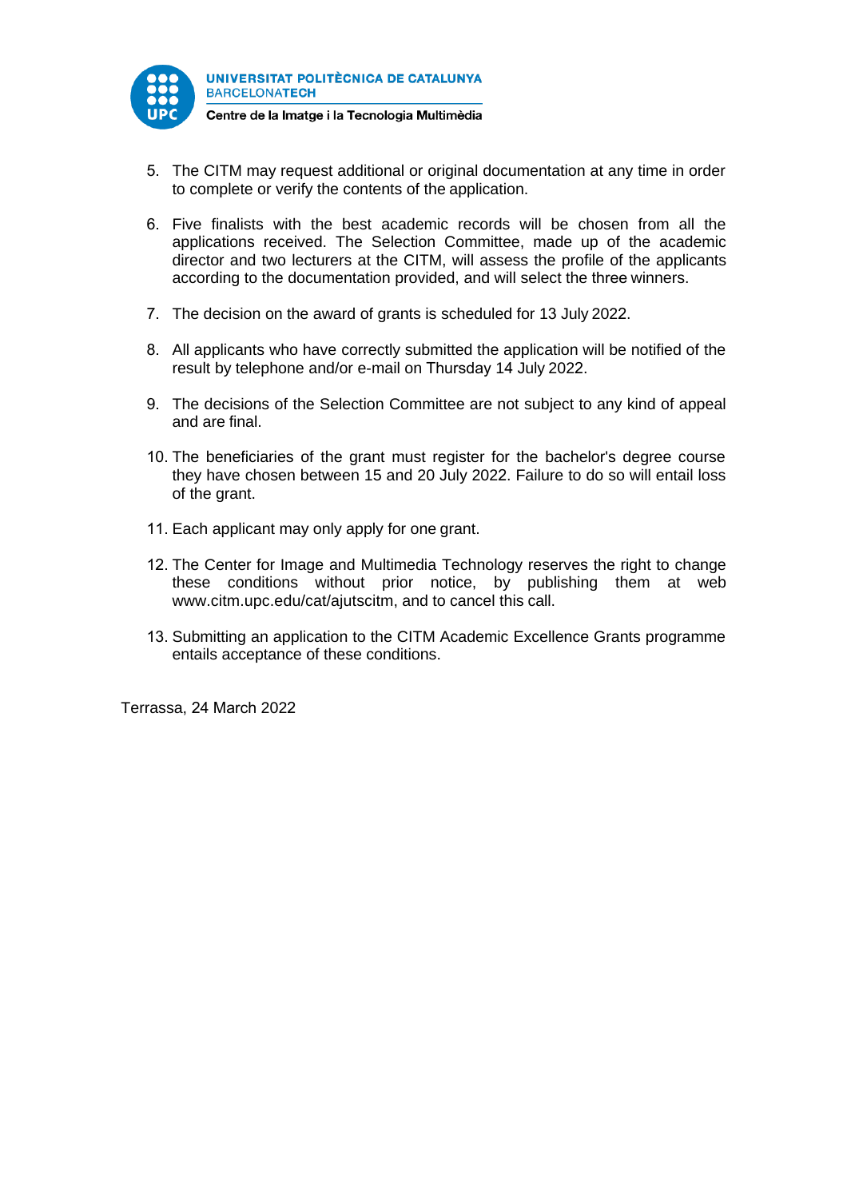5. The CITM may request additional or original documentation at any time in order to complete or verify the contents of the application.

6. Five finalists with the best academic records will be chosen from all the applications received. The Selection Committee, made up of the academic director and two lecturers at the CITM, will assess the profile of the applicants according to the documentation provided, and will select the three winners.

7. The decision on the award of grants is scheduled for 13 July 2022.

8. All applicants who have correctly submitted the application will be notified of the result by telephone and/or e-mail on Thursday 14 July 2022.

9. The decisions of the Selection Committee are not subject to any kind of appeal and are final.

10. The beneficiaries of the grant must register for the bachelor's degree course they have chosen between 15 and 20 July 2022. Failure to do so will entail loss of the grant.

11. Each applicant may only apply for one grant.

12. The Center for Image and Multimedia Technology reserves the right to change these conditions without prior notice, by publishing them at web www.citm.upc.edu/cat/ajutscitm, and to cancel this call.

13. Submitting an application to the CITM Academic Excellence Grants programme entails acceptance of these conditions.

Terrassa, 24 March 2022